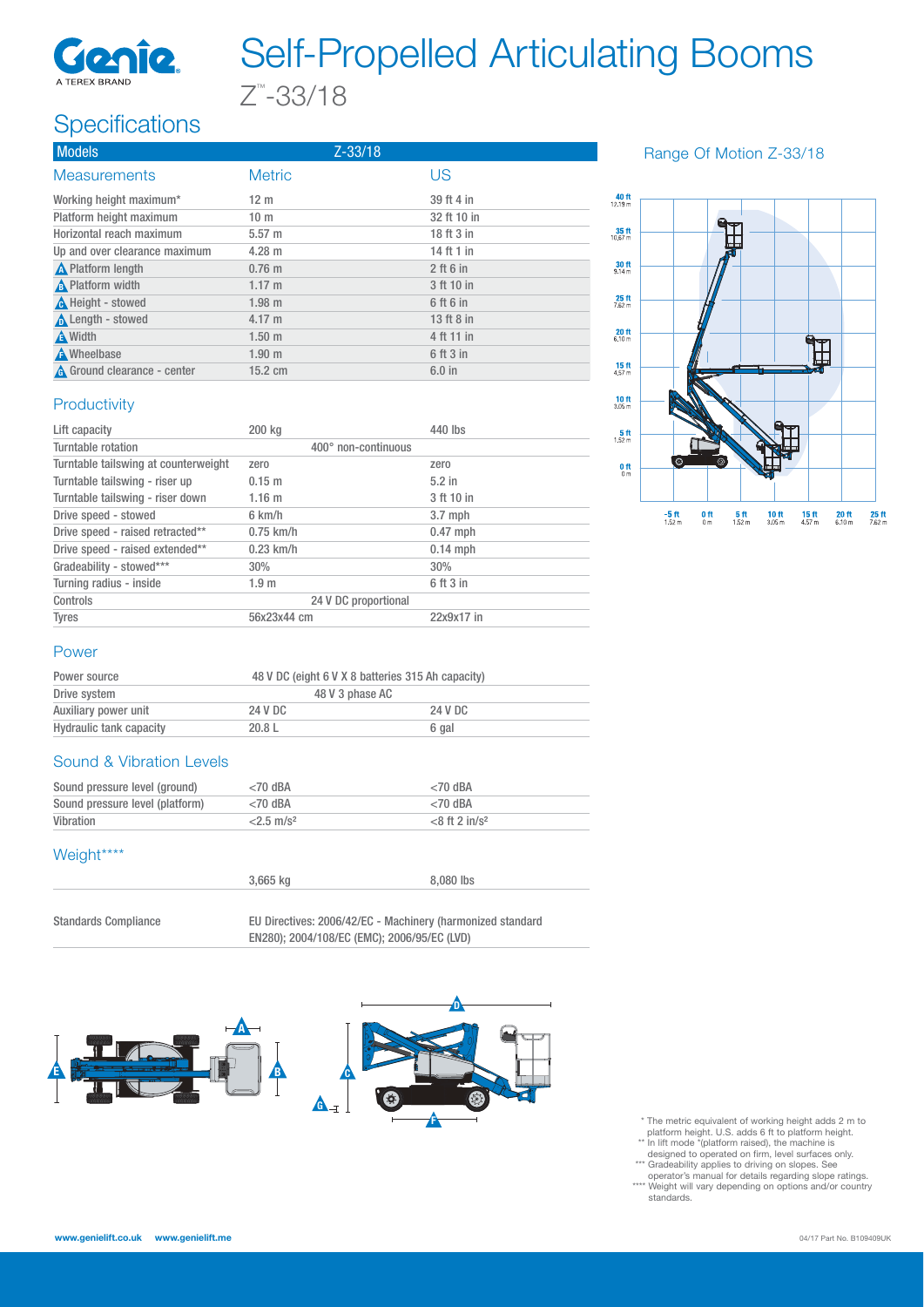# Self-Propelled Articulating Booms

Z™-33/18

## Specifications

| Models | Z-33/18 | |
|---|---|---|
| **Measurements** | **Metric** | **US** |
| Working height maximum* | 12 m | 39 ft 4 in |
| Platform height maximum | 10 m | 32 ft 10 in |
| Horizontal reach maximum | 5.57 m | 18 ft 3 in |
| Up and over clearance maximum | 4.28 m | 14 ft 1 in |
| A Platform length | 0.76 m | 2 ft 6 in |
| B Platform width | 1.17 m | 3 ft 10 in |
| C Height - stowed | 1.98 m | 6 ft 6 in |
| D Length - stowed | 4.17 m | 13 ft 8 in |
| E Width | 1.50 m | 4 ft 11 in |
| F Wheelbase | 1.90 m | 6 ft 3 in |
| G Ground clearance - center | 15.2 cm | 6.0 in |

### Productivity

| | | |
|---|---|---|
| Lift capacity | 200 kg | 440 lbs |
| Turntable rotation | 400° non-continuous | |
| Turntable tailswing at counterweight | zero | zero |
| Turntable tailswing - riser up | 0.15 m | 5.2 in |
| Turntable tailswing - riser down | 1.16 m | 3 ft 10 in |
| Drive speed - stowed | 6 km/h | 3.7 mph |
| Drive speed - raised retracted** | 0.75 km/h | 0.47 mph |
| Drive speed - raised extended** | 0.23 km/h | 0.14 mph |
| Gradeability - stowed*** | 30% | 30% |
| Turning radius - inside | 1.9 m | 6 ft 3 in |
| Controls | 24 V DC proportional | |
| Tyres | 56x23x44 cm | 22x9x17 in |

### Power

| | | |
|---|---|---|
| Power source | 48 V DC (eight 6 V X 8 batteries 315 Ah capacity) | |
| Drive system | 48 V 3 phase AC | |
| Auxiliary power unit | 24 V DC | 24 V DC |
| Hydraulic tank capacity | 20.8 L | 6 gal |

### Sound & Vibration Levels

| | | |
|---|---|---|
| Sound pressure level (ground) | <70 dBA | <70 dBA |
| Sound pressure level (platform) | <70 dBA | <70 dBA |
| Vibration | <2.5 m/s² | <8 ft 2 in/s² |

### Weight****

| | | |
|---|---|---|
| | 3,665 kg | 8,080 lbs |

Standards Compliance: EU Directives: 2006/42/EC - Machinery (harmonized standard EN280); 2004/108/EC (EMC); 2006/95/EC (LVD)

### Range Of Motion Z-33/18

\* The metric equivalent of working height adds 2 m to platform height. U.S. adds 6 ft to platform height.
\** In lift mode *(platform raised), the machine is designed to operated on firm, level surfaces only.
\*** Gradeability applies to driving on slopes. See operator's manual for details regarding slope ratings.
\**** Weight will vary depending on options and/or country standards.

www.genielift.co.uk www.genielift.me

04/17 Part No. B109409UK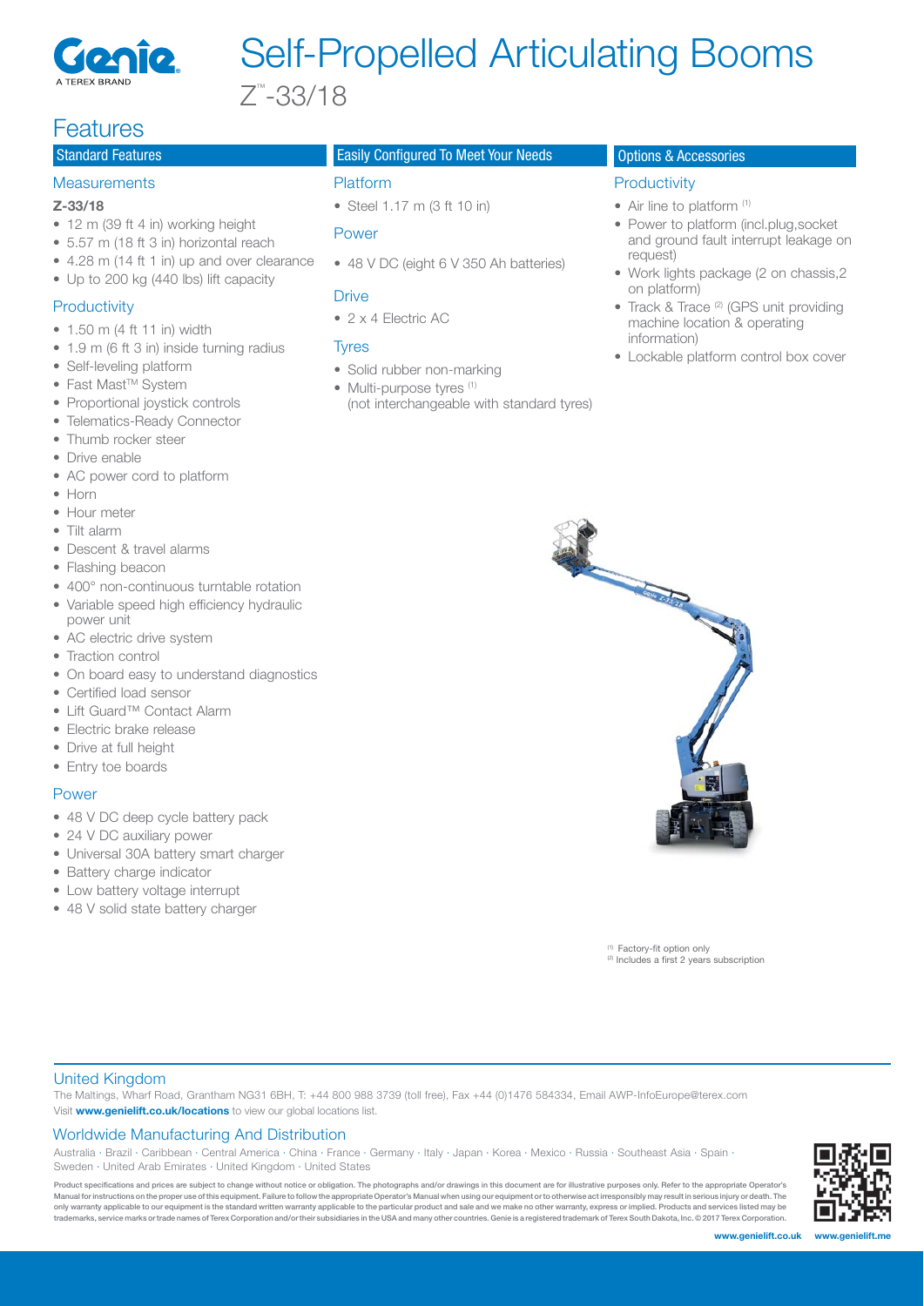# Self-Propelled Articulating Booms

Z™-33/18

## Features

### Standard Features

#### Measurements

**Z-33/18**

- 12 m (39 ft 4 in) working height
- 5.57 m (18 ft 3 in) horizontal reach
- 4.28 m (14 ft 1 in) up and over clearance
- Up to 200 kg (440 lbs) lift capacity

#### Productivity

- 1.50 m (4 ft 11 in) width
- 1.9 m (6 ft 3 in) inside turning radius
- Self-leveling platform
- Fast Mast™ System
- Proportional joystick controls
- Telematics-Ready Connector
- Thumb rocker steer
- Drive enable
- AC power cord to platform
- Horn
- Hour meter
- Tilt alarm
- Descent & travel alarms
- Flashing beacon
- 400° non-continuous turntable rotation
- Variable speed high efficiency hydraulic power unit
- AC electric drive system
- Traction control
- On board easy to understand diagnostics
- Certified load sensor
- Lift Guard™ Contact Alarm
- Electric brake release
- Drive at full height
- Entry toe boards

#### Power

- 48 V DC deep cycle battery pack
- 24 V DC auxiliary power
- Universal 30A battery smart charger
- Battery charge indicator
- Low battery voltage interrupt
- 48 V solid state battery charger

### Easily Configured To Meet Your Needs

#### Platform

- Steel 1.17 m (3 ft 10 in)

#### Power

- 48 V DC (eight 6 V 350 Ah batteries)

#### Drive

- 2 x 4 Electric AC

#### Tyres

- Solid rubber non-marking
- Multi-purpose tyres [1] (not interchangeable with standard tyres)

### Options & Accessories

#### Productivity

- Air line to platform [1]
- Power to platform (incl.plug,socket and ground fault interrupt leakage on request)
- Work lights package (2 on chassis,2 on platform)
- Track & Trace [2] (GPS unit providing machine location & operating information)
- Lockable platform control box cover

[1] Factory-fit option only
[2] Includes a first 2 years subscription

## United Kingdom

The Maltings, Wharf Road, Grantham NG31 6BH, T: +44 800 988 3739 (toll free), Fax +44 (0)1476 584334, Email AWP-InfoEurope@terex.com
Visit **www.genielift.co.uk/locations** to view our global locations list.

## Worldwide Manufacturing And Distribution

Australia · Brazil · Caribbean · Central America · China · France · Germany · Italy · Japan · Korea · Mexico · Russia · Southeast Asia · Spain · Sweden · United Arab Emirates · United Kingdom · United States

Product specifications and prices are subject to change without notice or obligation. The photographs and/or drawings in this document are for illustrative purposes only. Refer to the appropriate Operator's Manual for instructions on the proper use of this equipment. Failure to follow the appropriate Operator's Manual when using our equipment or to otherwise act irresponsibly may result in serious injury or death. The only warranty applicable to our equipment is the standard written warranty applicable to the particular product and sale and we make no other warranty, express or implied. Products and services listed may be trademarks, service marks or trade names of Terex Corporation and/or their subsidiaries in the USA and many other countries. Genie is a registered trademark of Terex South Dakota, Inc. © 2017 Terex Corporation.

**www.genielift.co.uk** **www.genielift.me**